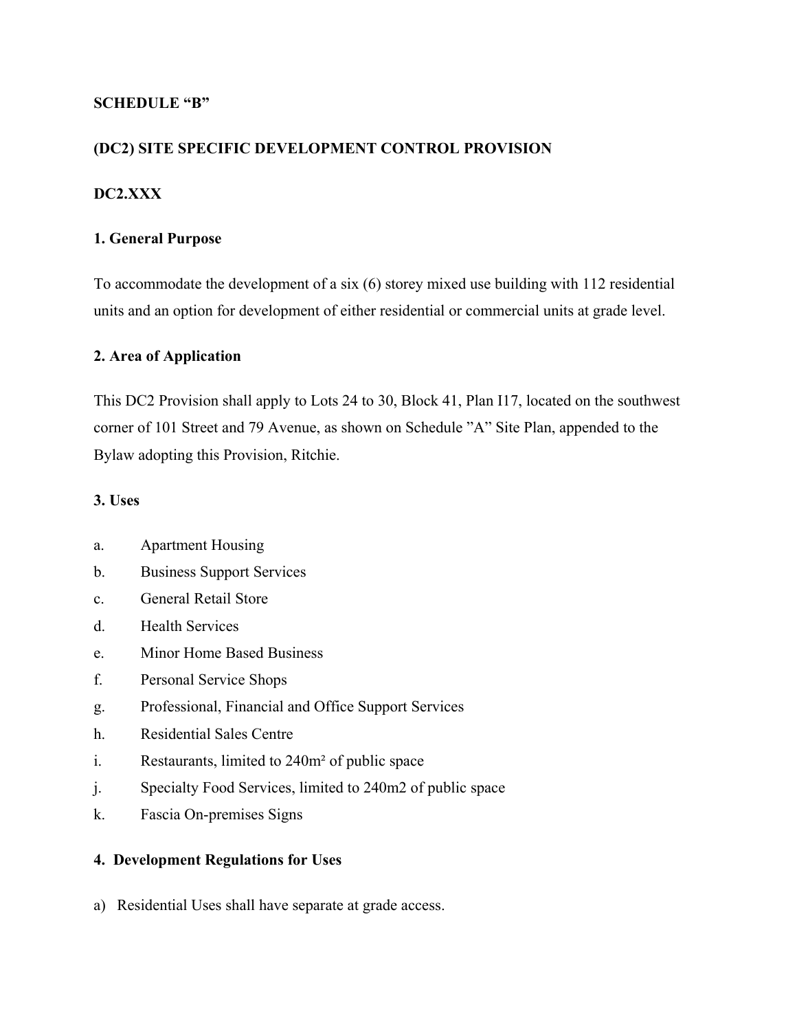**SCHEDULE "B"**

**(DC2) SITE SPECIFIC DEVELOPMENT CONTROL PROVISION**

**DC2.XXX**

**1. General Purpose**

To accommodate the development of a six (6) storey mixed use building with 112 residential units and an option for development of either residential or commercial units at grade level.

**2. Area of Application**

This DC2 Provision shall apply to Lots 24 to 30, Block 41, Plan I17, located on the southwest corner of 101 Street and 79 Avenue, as shown on Schedule "A" Site Plan, appended to the Bylaw adopting this Provision, Ritchie.

**3. Uses**

a. Apartment Housing
b. Business Support Services
c. General Retail Store
d. Health Services
e. Minor Home Based Business
f. Personal Service Shops
g. Professional, Financial and Office Support Services
h. Residential Sales Centre
i. Restaurants, limited to 240m² of public space
j. Specialty Food Services, limited to 240m2 of public space
k. Fascia On-premises Signs

**4. Development Regulations for Uses**

a) Residential Uses shall have separate at grade access.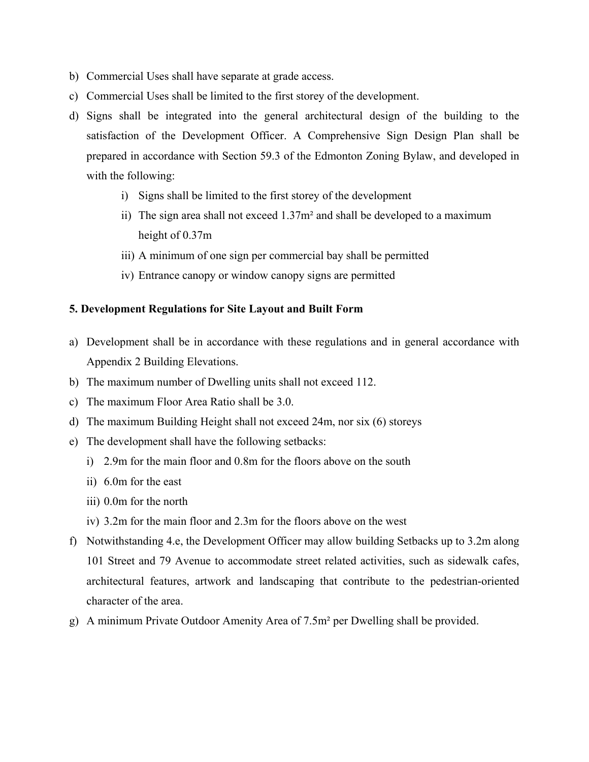b) Commercial Uses shall have separate at grade access.
c) Commercial Uses shall be limited to the first storey of the development.
d) Signs shall be integrated into the general architectural design of the building to the satisfaction of the Development Officer. A Comprehensive Sign Design Plan shall be prepared in accordance with Section 59.3 of the Edmonton Zoning Bylaw, and developed in with the following:
    i) Signs shall be limited to the first storey of the development
    ii) The sign area shall not exceed 1.37m² and shall be developed to a maximum height of 0.37m
    iii) A minimum of one sign per commercial bay shall be permitted
    iv) Entrance canopy or window canopy signs are permitted

**5. Development Regulations for Site Layout and Built Form**

a) Development shall be in accordance with these regulations and in general accordance with Appendix 2 Building Elevations.
b) The maximum number of Dwelling units shall not exceed 112.
c) The maximum Floor Area Ratio shall be 3.0.
d) The maximum Building Height shall not exceed 24m, nor six (6) storeys
e) The development shall have the following setbacks:
    i) 2.9m for the main floor and 0.8m for the floors above on the south
    ii) 6.0m for the east
    iii) 0.0m for the north
    iv) 3.2m for the main floor and 2.3m for the floors above on the west
f) Notwithstanding 4.e, the Development Officer may allow building Setbacks up to 3.2m along 101 Street and 79 Avenue to accommodate street related activities, such as sidewalk cafes, architectural features, artwork and landscaping that contribute to the pedestrian-oriented character of the area.
g) A minimum Private Outdoor Amenity Area of 7.5m² per Dwelling shall be provided.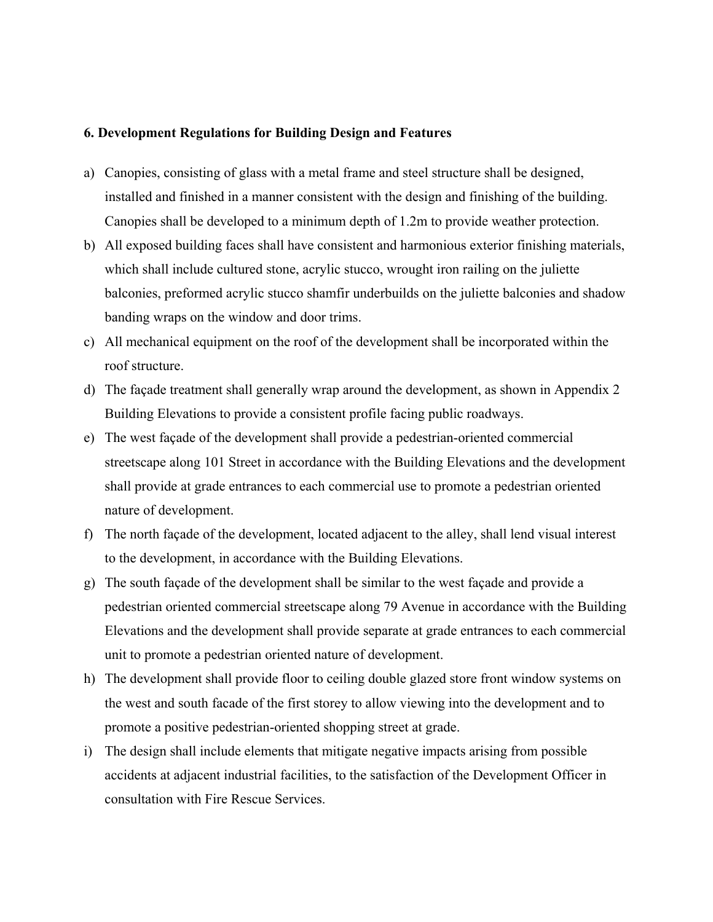**6. Development Regulations for Building Design and Features**

a) Canopies, consisting of glass with a metal frame and steel structure shall be designed, installed and finished in a manner consistent with the design and finishing of the building. Canopies shall be developed to a minimum depth of 1.2m to provide weather protection.

b) All exposed building faces shall have consistent and harmonious exterior finishing materials, which shall include cultured stone, acrylic stucco, wrought iron railing on the juliette balconies, preformed acrylic stucco shamfir underbuilds on the juliette balconies and shadow banding wraps on the window and door trims.

c) All mechanical equipment on the roof of the development shall be incorporated within the roof structure.

d) The façade treatment shall generally wrap around the development, as shown in Appendix 2 Building Elevations to provide a consistent profile facing public roadways.

e) The west façade of the development shall provide a pedestrian-oriented commercial streetscape along 101 Street in accordance with the Building Elevations and the development shall provide at grade entrances to each commercial use to promote a pedestrian oriented nature of development.

f) The north façade of the development, located adjacent to the alley, shall lend visual interest to the development, in accordance with the Building Elevations.

g) The south façade of the development shall be similar to the west façade and provide a pedestrian oriented commercial streetscape along 79 Avenue in accordance with the Building Elevations and the development shall provide separate at grade entrances to each commercial unit to promote a pedestrian oriented nature of development.

h) The development shall provide floor to ceiling double glazed store front window systems on the west and south facade of the first storey to allow viewing into the development and to promote a positive pedestrian-oriented shopping street at grade.

i) The design shall include elements that mitigate negative impacts arising from possible accidents at adjacent industrial facilities, to the satisfaction of the Development Officer in consultation with Fire Rescue Services.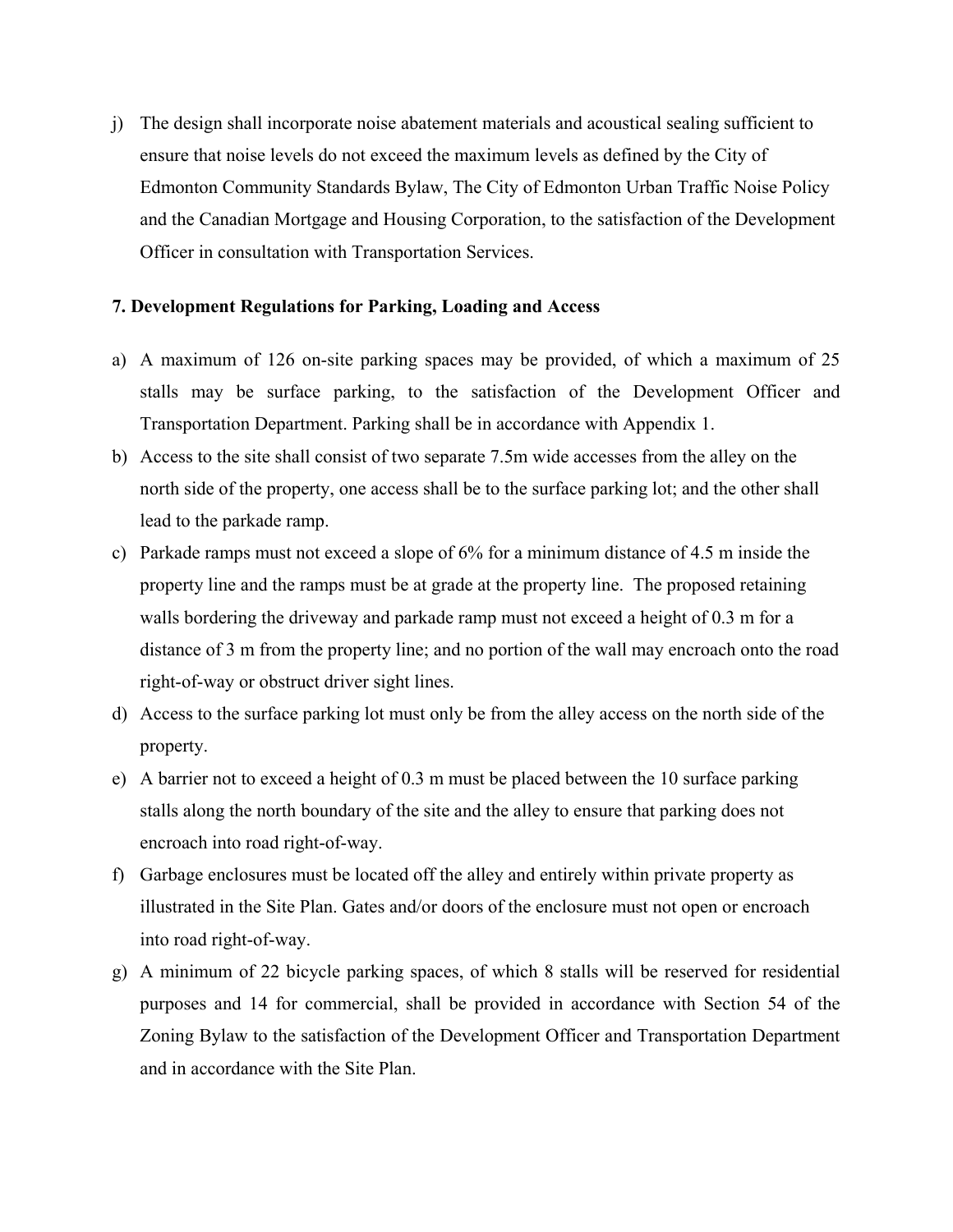j) The design shall incorporate noise abatement materials and acoustical sealing sufficient to ensure that noise levels do not exceed the maximum levels as defined by the City of Edmonton Community Standards Bylaw, The City of Edmonton Urban Traffic Noise Policy and the Canadian Mortgage and Housing Corporation, to the satisfaction of the Development Officer in consultation with Transportation Services.

**7. Development Regulations for Parking, Loading and Access**

a) A maximum of 126 on-site parking spaces may be provided, of which a maximum of 25 stalls may be surface parking, to the satisfaction of the Development Officer and Transportation Department. Parking shall be in accordance with Appendix 1.

b) Access to the site shall consist of two separate 7.5m wide accesses from the alley on the north side of the property, one access shall be to the surface parking lot; and the other shall lead to the parkade ramp.

c) Parkade ramps must not exceed a slope of 6% for a minimum distance of 4.5 m inside the property line and the ramps must be at grade at the property line. The proposed retaining walls bordering the driveway and parkade ramp must not exceed a height of 0.3 m for a distance of 3 m from the property line; and no portion of the wall may encroach onto the road right-of-way or obstruct driver sight lines.

d) Access to the surface parking lot must only be from the alley access on the north side of the property.

e) A barrier not to exceed a height of 0.3 m must be placed between the 10 surface parking stalls along the north boundary of the site and the alley to ensure that parking does not encroach into road right-of-way.

f) Garbage enclosures must be located off the alley and entirely within private property as illustrated in the Site Plan. Gates and/or doors of the enclosure must not open or encroach into road right-of-way.

g) A minimum of 22 bicycle parking spaces, of which 8 stalls will be reserved for residential purposes and 14 for commercial, shall be provided in accordance with Section 54 of the Zoning Bylaw to the satisfaction of the Development Officer and Transportation Department and in accordance with the Site Plan.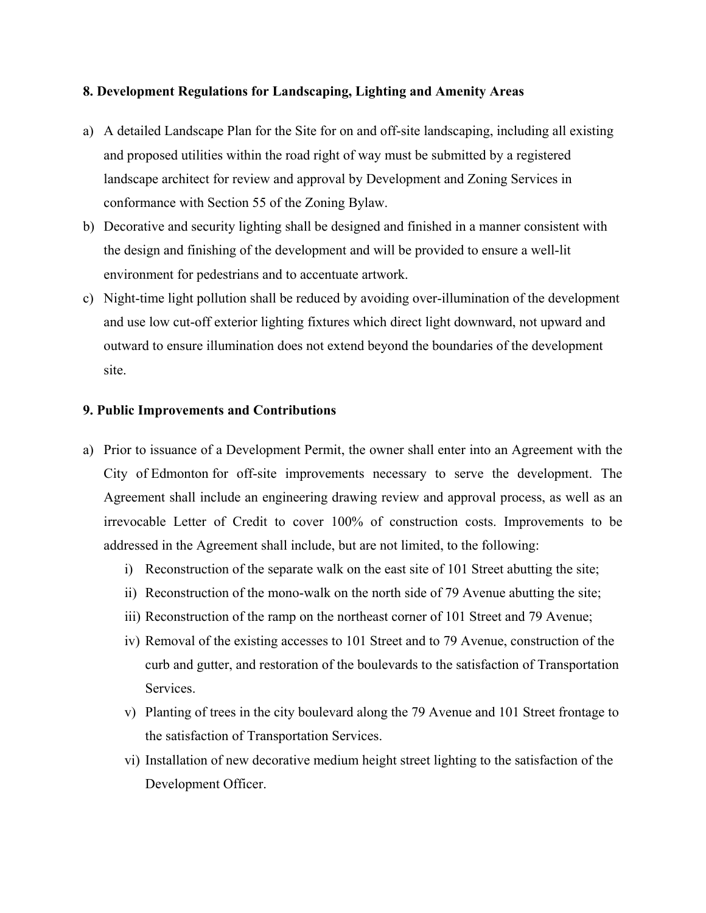**8. Development Regulations for Landscaping, Lighting and Amenity Areas**

a) A detailed Landscape Plan for the Site for on and off-site landscaping, including all existing and proposed utilities within the road right of way must be submitted by a registered landscape architect for review and approval by Development and Zoning Services in conformance with Section 55 of the Zoning Bylaw.

b) Decorative and security lighting shall be designed and finished in a manner consistent with the design and finishing of the development and will be provided to ensure a well-lit environment for pedestrians and to accentuate artwork.

c) Night-time light pollution shall be reduced by avoiding over-illumination of the development and use low cut-off exterior lighting fixtures which direct light downward, not upward and outward to ensure illumination does not extend beyond the boundaries of the development site.

**9. Public Improvements and Contributions**

a) Prior to issuance of a Development Permit, the owner shall enter into an Agreement with the City of Edmonton for off-site improvements necessary to serve the development. The Agreement shall include an engineering drawing review and approval process, as well as an irrevocable Letter of Credit to cover 100% of construction costs. Improvements to be addressed in the Agreement shall include, but are not limited, to the following:

   i) Reconstruction of the separate walk on the east site of 101 Street abutting the site;

   ii) Reconstruction of the mono-walk on the north side of 79 Avenue abutting the site;

   iii) Reconstruction of the ramp on the northeast corner of 101 Street and 79 Avenue;

   iv) Removal of the existing accesses to 101 Street and to 79 Avenue, construction of the curb and gutter, and restoration of the boulevards to the satisfaction of Transportation Services.

   v) Planting of trees in the city boulevard along the 79 Avenue and 101 Street frontage to the satisfaction of Transportation Services.

   vi) Installation of new decorative medium height street lighting to the satisfaction of the Development Officer.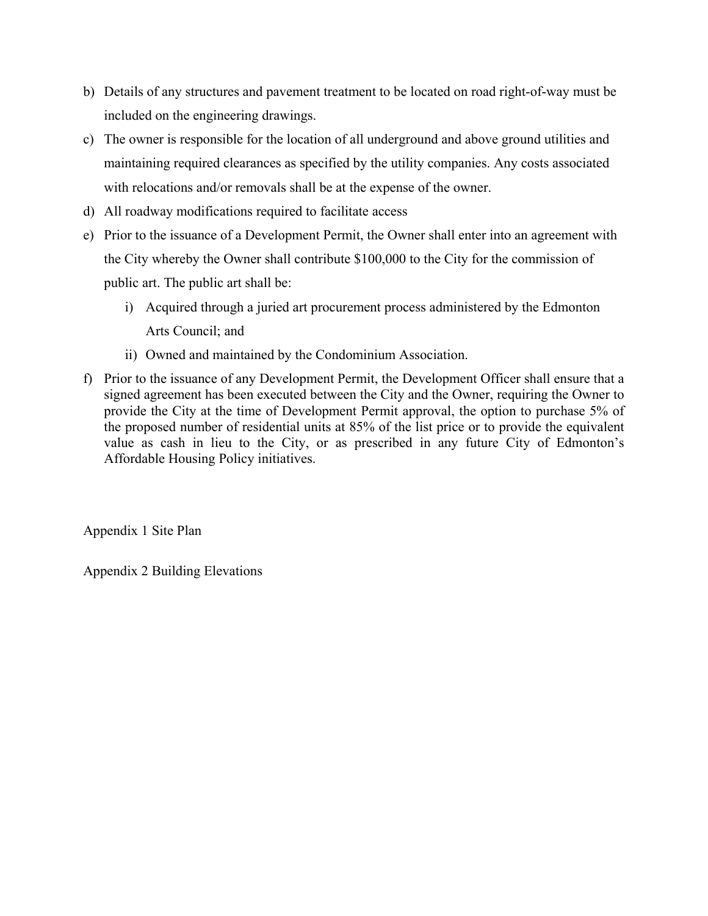b) Details of any structures and pavement treatment to be located on road right-of-way must be included on the engineering drawings.

c) The owner is responsible for the location of all underground and above ground utilities and maintaining required clearances as specified by the utility companies. Any costs associated with relocations and/or removals shall be at the expense of the owner.

d) All roadway modifications required to facilitate access

e) Prior to the issuance of a Development Permit, the Owner shall enter into an agreement with the City whereby the Owner shall contribute $100,000 to the City for the commission of public art. The public art shall be:

   i) Acquired through a juried art procurement process administered by the Edmonton Arts Council; and

   ii) Owned and maintained by the Condominium Association.

f) Prior to the issuance of any Development Permit, the Development Officer shall ensure that a signed agreement has been executed between the City and the Owner, requiring the Owner to provide the City at the time of Development Permit approval, the option to purchase 5% of the proposed number of residential units at 85% of the list price or to provide the equivalent value as cash in lieu to the City, or as prescribed in any future City of Edmonton's Affordable Housing Policy initiatives.

Appendix 1 Site Plan

Appendix 2 Building Elevations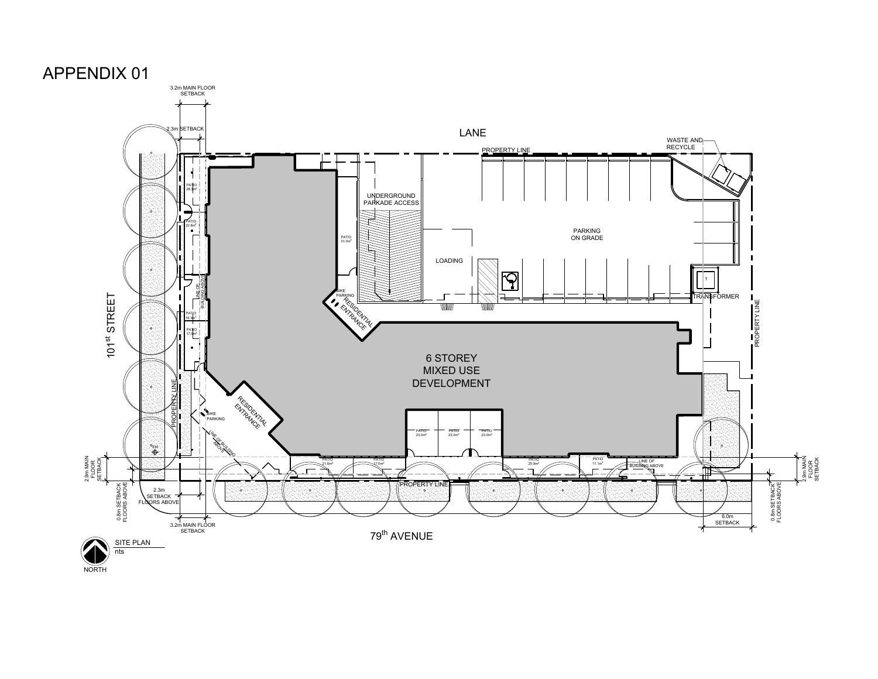# APPENDIX 01

3.2m MAIN FLOOR SETBACK

2.3m SETBACK

LANE

PROPERTY LINE

WASTE AND RECYCLE

PATIO 28.3m²

PATIO 22.8m²

UNDERGROUND PARKADE ACCESS

PATIO 31.0m²

PARKING ON GRADE

LOADING

LINE OF BUILDING ABOVE

BIKE PARKING

RESIDENTIAL ENTRANCE

TRANSFORMER

PATIO 16.3m²

PATIO 17.5m²

101st STREET

6 STOREY MIXED USE DEVELOPMENT

PROPERTY LINE

PROPERTY LINE

RESIDENTIAL ENTRANCE

BIKE PARKING

PATIO 23.0m²

PATIO 23.0m²

PATIO 23.0m²

LINE OF BUILDING ABOVE

PATIO 21.6m²

PATIO 17.0m²

PATIO 25.9m²

PATIO 17.1m²

LINE OF BUILDING ABOVE

FH

2.9m MAIN FLOOR SETBACK

0.8m SETBACK FLOORS ABOVE

2.3m SETBACK FLOORS ABOVE

3.2m MAIN FLOOR SETBACK

PROPERTY LINE

79th AVENUE

6.0m SETBACK

0.8m SETBACK FLOORS ABOVE

2.9m MAIN FLOOR SETBACK

SITE PLAN

nts

NORTH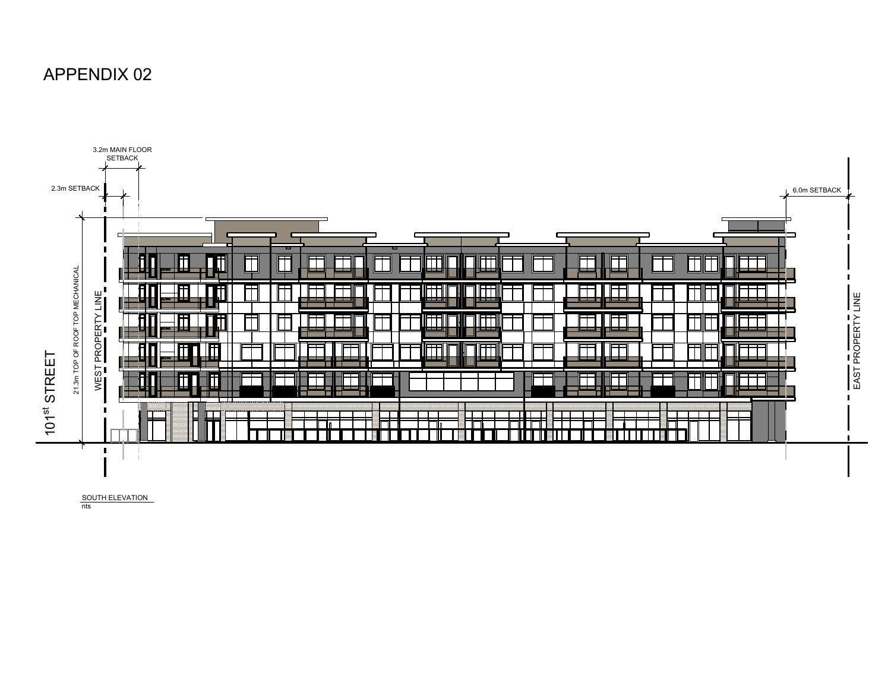# APPENDIX 02

3.2m MAIN FLOOR SETBACK

2.3m SETBACK

6.0m SETBACK

21.3m TOP OF ROOF TOP MECHANICAL

WEST PROPERTY LINE

EAST PROPERTY LINE

101st STREET

SOUTH ELEVATION
nts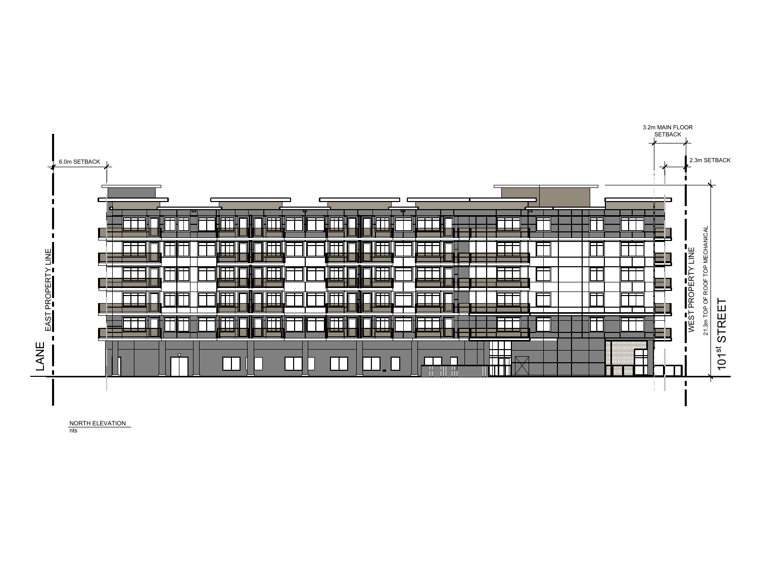3.2m MAIN FLOOR SETBACK

6.0m SETBACK

2.3m SETBACK

EAST PROPERTY LINE

LANE

WEST PROPERTY LINE

21.3m TOP OF ROOF TOP MECHANICAL

101st STREET

NORTH ELEVATION
nts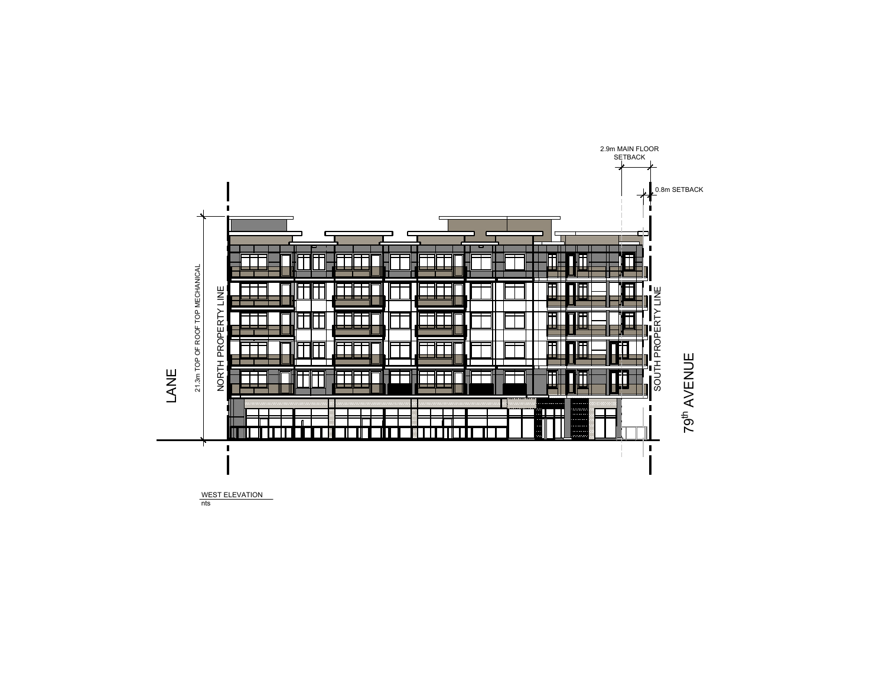2.9m MAIN FLOOR SETBACK

0.8m SETBACK

LANE

21.3m TOP OF ROOF TOP MECHANICAL

NORTH PROPERTY LINE

SOUTH PROPERTY LINE

79th AVENUE

WEST ELEVATION

nts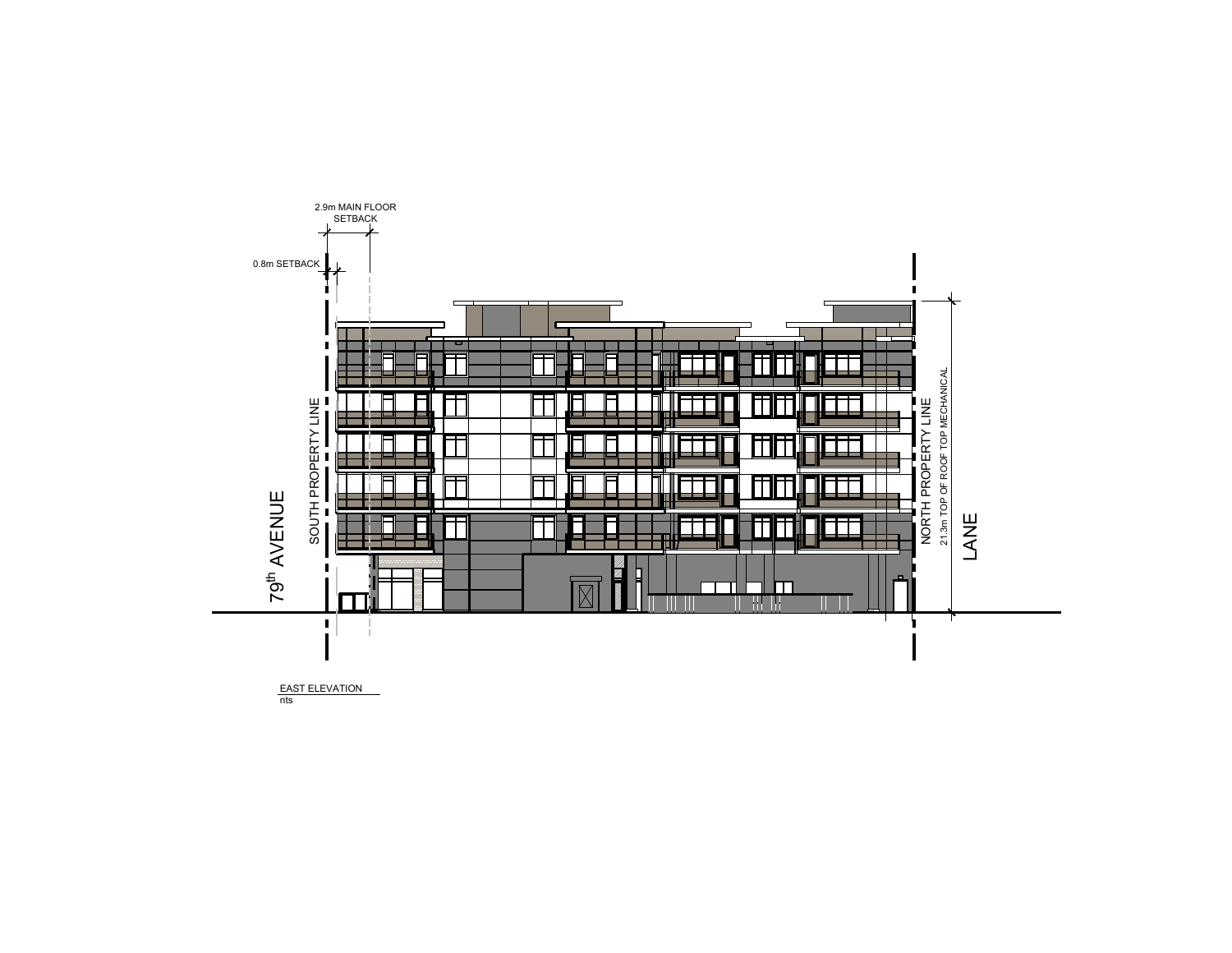2.9m MAIN FLOOR SETBACK

0.8m SETBACK

79th AVENUE

SOUTH PROPERTY LINE

NORTH PROPERTY LINE

21.3m TOP OF ROOF TOP MECHANICAL

LANE

EAST ELEVATION

nts